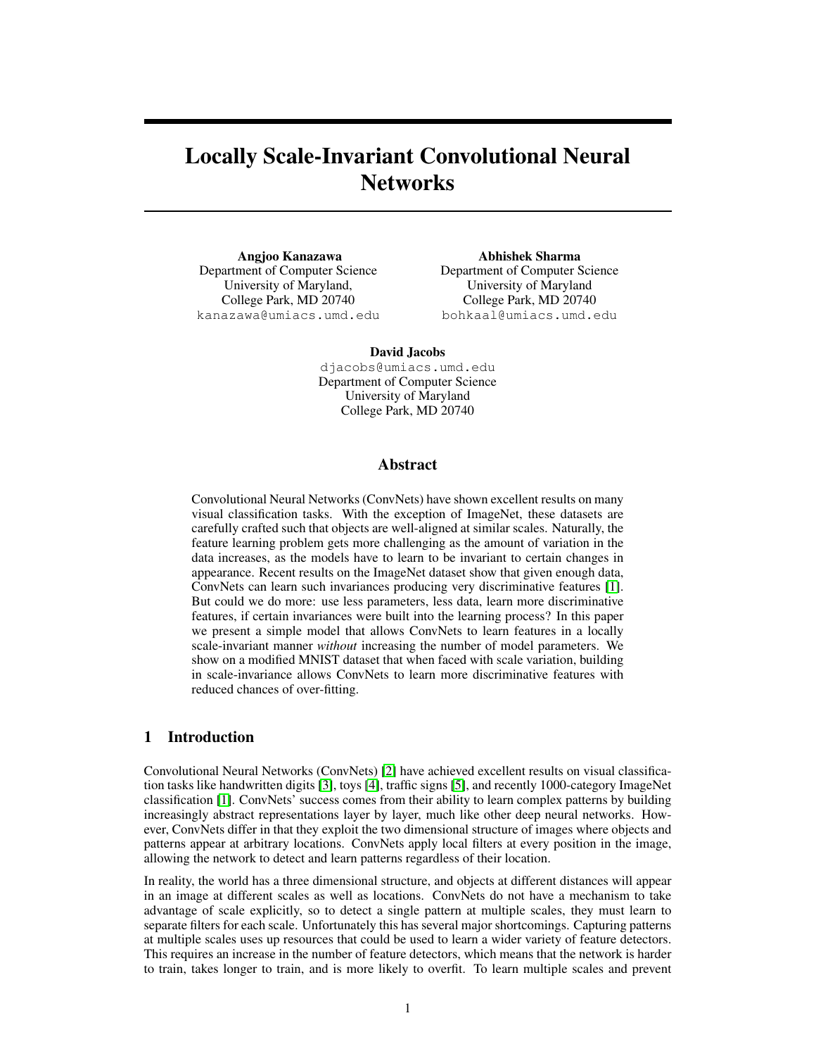# Locally Scale-Invariant Convolutional Neural Networks

**Angjoo Kanazawa**
Department of Computer Science
University of Maryland,
College Park, MD 20740
kanazawa@umiacs.umd.edu

**Abhishek Sharma**
Department of Computer Science
University of Maryland
College Park, MD 20740
bohkaal@umiacs.umd.edu

**David Jacobs**
djacobs@umiacs.umd.edu
Department of Computer Science
University of Maryland
College Park, MD 20740

## Abstract

Convolutional Neural Networks (ConvNets) have shown excellent results on many visual classification tasks. With the exception of ImageNet, these datasets are carefully crafted such that objects are well-aligned at similar scales. Naturally, the feature learning problem gets more challenging as the amount of variation in the data increases, as the models have to learn to be invariant to certain changes in appearance. Recent results on the ImageNet dataset show that given enough data, ConvNets can learn such invariances producing very discriminative features [1]. But could we do more: use less parameters, less data, learn more discriminative features, if certain invariances were built into the learning process? In this paper we present a simple model that allows ConvNets to learn features in a locally scale-invariant manner *without* increasing the number of model parameters. We show on a modified MNIST dataset that when faced with scale variation, building in scale-invariance allows ConvNets to learn more discriminative features with reduced chances of over-fitting.

## 1 Introduction

Convolutional Neural Networks (ConvNets) [2] have achieved excellent results on visual classification tasks like handwritten digits [3], toys [4], traffic signs [5], and recently 1000-category ImageNet classification [1]. ConvNets' success comes from their ability to learn complex patterns by building increasingly abstract representations layer by layer, much like other deep neural networks. However, ConvNets differ in that they exploit the two dimensional structure of images where objects and patterns appear at arbitrary locations. ConvNets apply local filters at every position in the image, allowing the network to detect and learn patterns regardless of their location.

In reality, the world has a three dimensional structure, and objects at different distances will appear in an image at different scales as well as locations. ConvNets do not have a mechanism to take advantage of scale explicitly, so to detect a single pattern at multiple scales, they must learn to separate filters for each scale. Unfortunately this has several major shortcomings. Capturing patterns at multiple scales uses up resources that could be used to learn a wider variety of feature detectors. This requires an increase in the number of feature detectors, which means that the network is harder to train, takes longer to train, and is more likely to overfit. To learn multiple scales and prevent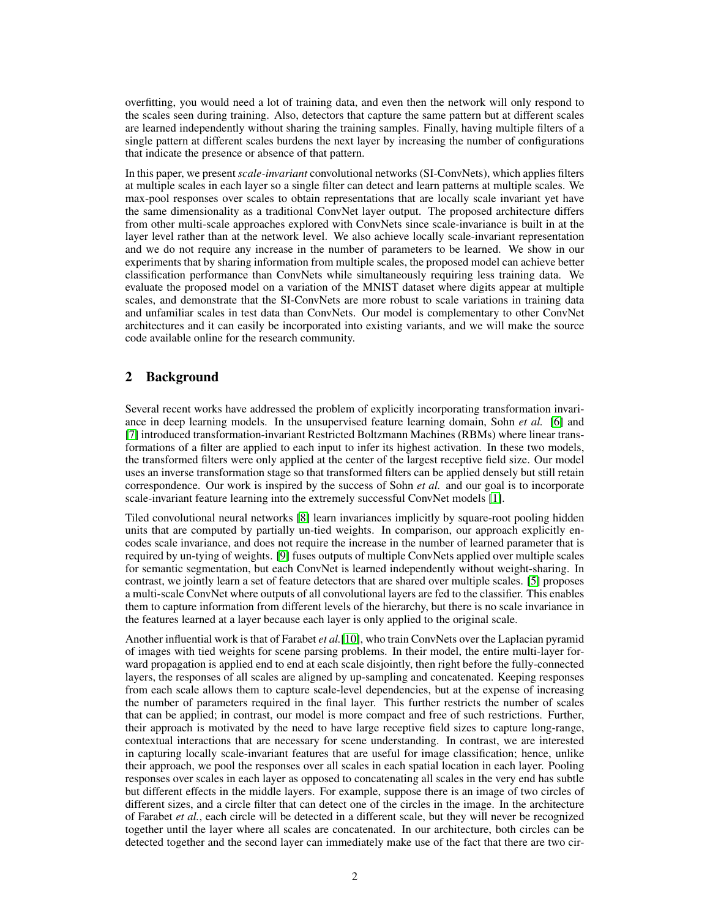overfitting, you would need a lot of training data, and even then the network will only respond to the scales seen during training. Also, detectors that capture the same pattern but at different scales are learned independently without sharing the training samples. Finally, having multiple filters of a single pattern at different scales burdens the next layer by increasing the number of configurations that indicate the presence or absence of that pattern.

In this paper, we present *scale-invariant* convolutional networks (SI-ConvNets), which applies filters at multiple scales in each layer so a single filter can detect and learn patterns at multiple scales. We max-pool responses over scales to obtain representations that are locally scale invariant yet have the same dimensionality as a traditional ConvNet layer output. The proposed architecture differs from other multi-scale approaches explored with ConvNets since scale-invariance is built in at the layer level rather than at the network level. We also achieve locally scale-invariant representation and we do not require any increase in the number of parameters to be learned. We show in our experiments that by sharing information from multiple scales, the proposed model can achieve better classification performance than ConvNets while simultaneously requiring less training data. We evaluate the proposed model on a variation of the MNIST dataset where digits appear at multiple scales, and demonstrate that the SI-ConvNets are more robust to scale variations in training data and unfamiliar scales in test data than ConvNets. Our model is complementary to other ConvNet architectures and it can easily be incorporated into existing variants, and we will make the source code available online for the research community.

## 2 Background

Several recent works have addressed the problem of explicitly incorporating transformation invariance in deep learning models. In the unsupervised feature learning domain, Sohn *et al.* [6] and [7] introduced transformation-invariant Restricted Boltzmann Machines (RBMs) where linear transformations of a filter are applied to each input to infer its highest activation. In these two models, the transformed filters were only applied at the center of the largest receptive field size. Our model uses an inverse transformation stage so that transformed filters can be applied densely but still retain correspondence. Our work is inspired by the success of Sohn *et al.* and our goal is to incorporate scale-invariant feature learning into the extremely successful ConvNet models [1].

Tiled convolutional neural networks [8] learn invariances implicitly by square-root pooling hidden units that are computed by partially un-tied weights. In comparison, our approach explicitly encodes scale invariance, and does not require the increase in the number of learned parameter that is required by un-tying of weights. [9] fuses outputs of multiple ConvNets applied over multiple scales for semantic segmentation, but each ConvNet is learned independently without weight-sharing. In contrast, we jointly learn a set of feature detectors that are shared over multiple scales. [5] proposes a multi-scale ConvNet where outputs of all convolutional layers are fed to the classifier. This enables them to capture information from different levels of the hierarchy, but there is no scale invariance in the features learned at a layer because each layer is only applied to the original scale.

Another influential work is that of Farabet *et al.*[10], who train ConvNets over the Laplacian pyramid of images with tied weights for scene parsing problems. In their model, the entire multi-layer forward propagation is applied end to end at each scale disjointly, then right before the fully-connected layers, the responses of all scales are aligned by up-sampling and concatenated. Keeping responses from each scale allows them to capture scale-level dependencies, but at the expense of increasing the number of parameters required in the final layer. This further restricts the number of scales that can be applied; in contrast, our model is more compact and free of such restrictions. Further, their approach is motivated by the need to have large receptive field sizes to capture long-range, contextual interactions that are necessary for scene understanding. In contrast, we are interested in capturing locally scale-invariant features that are useful for image classification; hence, unlike their approach, we pool the responses over all scales in each spatial location in each layer. Pooling responses over scales in each layer as opposed to concatenating all scales in the very end has subtle but different effects in the middle layers. For example, suppose there is an image of two circles of different sizes, and a circle filter that can detect one of the circles in the image. In the architecture of Farabet *et al.*, each circle will be detected in a different scale, but they will never be recognized together until the layer where all scales are concatenated. In our architecture, both circles can be detected together and the second layer can immediately make use of the fact that there are two cir-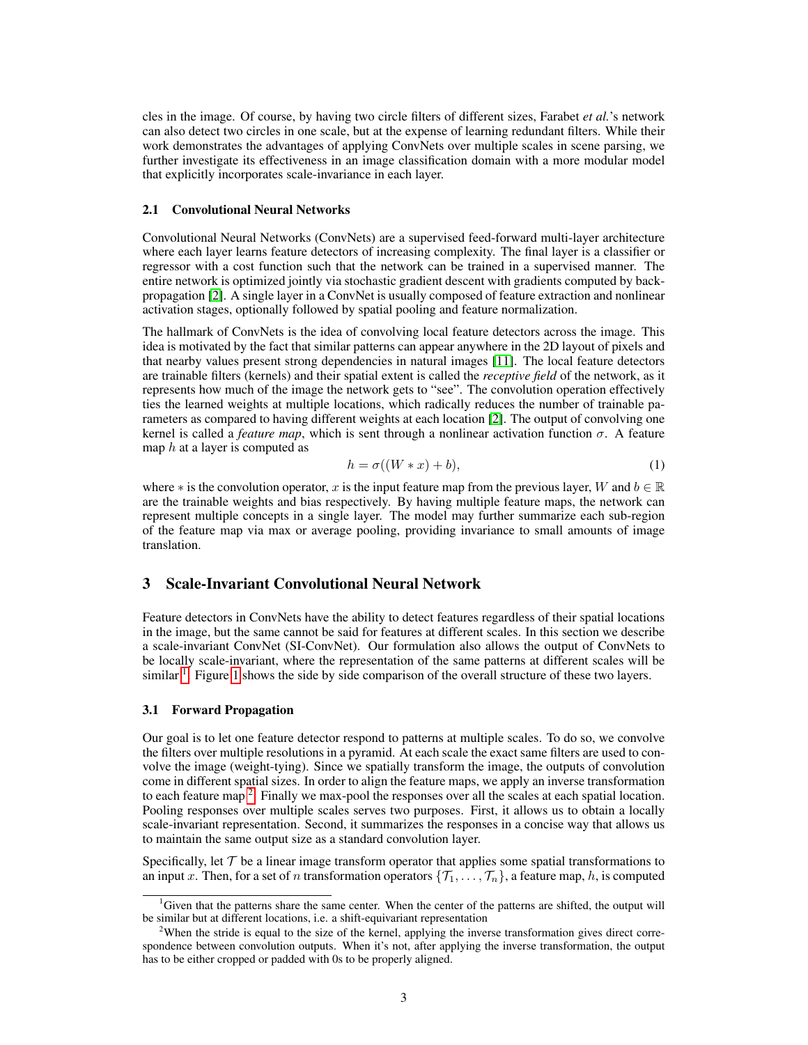cles in the image. Of course, by having two circle filters of different sizes, Farabet *et al.*'s network can also detect two circles in one scale, but at the expense of learning redundant filters. While their work demonstrates the advantages of applying ConvNets over multiple scales in scene parsing, we further investigate its effectiveness in an image classification domain with a more modular model that explicitly incorporates scale-invariance in each layer.

### 2.1 Convolutional Neural Networks

Convolutional Neural Networks (ConvNets) are a supervised feed-forward multi-layer architecture where each layer learns feature detectors of increasing complexity. The final layer is a classifier or regressor with a cost function such that the network can be trained in a supervised manner. The entire network is optimized jointly via stochastic gradient descent with gradients computed by back-propagation [2]. A single layer in a ConvNet is usually composed of feature extraction and nonlinear activation stages, optionally followed by spatial pooling and feature normalization.

The hallmark of ConvNets is the idea of convolving local feature detectors across the image. This idea is motivated by the fact that similar patterns can appear anywhere in the 2D layout of pixels and that nearby values present strong dependencies in natural images [11]. The local feature detectors are trainable filters (kernels) and their spatial extent is called the *receptive field* of the network, as it represents how much of the image the network gets to "see". The convolution operation effectively ties the learned weights at multiple locations, which radically reduces the number of trainable parameters as compared to having different weights at each location [2]. The output of convolving one kernel is called a *feature map*, which is sent through a nonlinear activation function $\sigma$. A feature map $h$ at a layer is computed as

$$h = \sigma((W * x) + b), \tag{1}$$

where $*$ is the convolution operator, $x$ is the input feature map from the previous layer, $W$ and $b \in \mathbb{R}$ are the trainable weights and bias respectively. By having multiple feature maps, the network can represent multiple concepts in a single layer. The model may further summarize each sub-region of the feature map via max or average pooling, providing invariance to small amounts of image translation.

## 3 Scale-Invariant Convolutional Neural Network

Feature detectors in ConvNets have the ability to detect features regardless of their spatial locations in the image, but the same cannot be said for features at different scales. In this section we describe a scale-invariant ConvNet (SI-ConvNet). Our formulation also allows the output of ConvNets to be locally scale-invariant, where the representation of the same patterns at different scales will be similar [1]. Figure 1 shows the side by side comparison of the overall structure of these two layers.

### 3.1 Forward Propagation

Our goal is to let one feature detector respond to patterns at multiple scales. To do so, we convolve the filters over multiple resolutions in a pyramid. At each scale the exact same filters are used to convolve the image (weight-tying). Since we spatially transform the image, the outputs of convolution come in different spatial sizes. In order to align the feature maps, we apply an inverse transformation to each feature map [2]. Finally we max-pool the responses over all the scales at each spatial location. Pooling responses over multiple scales serves two purposes. First, it allows us to obtain a locally scale-invariant representation. Second, it summarizes the responses in a concise way that allows us to maintain the same output size as a standard convolution layer.

Specifically, let $\mathcal{T}$ be a linear image transform operator that applies some spatial transformations to an input $x$. Then, for a set of $n$ transformation operators $\{\mathcal{T}_1, \ldots, \mathcal{T}_n\}$, a feature map, $h$, is computed

[1] Given that the patterns share the same center. When the center of the patterns are shifted, the output will be similar but at different locations, i.e. a shift-equivariant representation

[2] When the stride is equal to the size of the kernel, applying the inverse transformation gives direct correspondence between convolution outputs. When it's not, after applying the inverse transformation, the output has to be either cropped or padded with 0s to be properly aligned.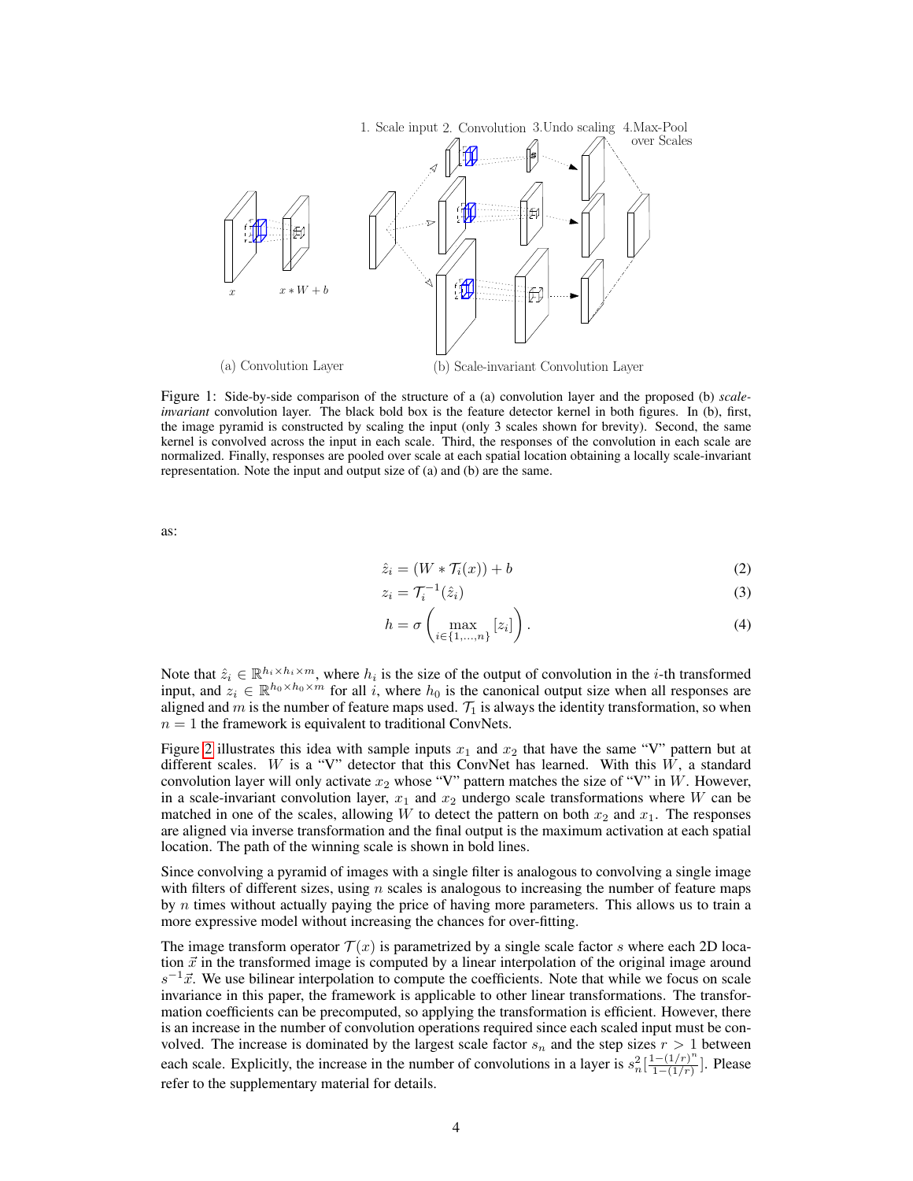1. Scale input 2. Convolution 3. Undo scaling 4. Max-Pool over Scales

$x$ $\quad$ $x * W + b$

(a) Convolution Layer $\qquad$ (b) Scale-invariant Convolution Layer

Figure 1: Side-by-side comparison of the structure of a (a) convolution layer and the proposed (b) *scale-invariant* convolution layer. The black bold box is the feature detector kernel in both figures. In (b), first, the image pyramid is constructed by scaling the input (only 3 scales shown for brevity). Second, the same kernel is convolved across the input in each scale. Third, the responses of the convolution in each scale are normalized. Finally, responses are pooled over scale at each spatial location obtaining a locally scale-invariant representation. Note the input and output size of (a) and (b) are the same.

as:

$$\hat{z}_i = (W * \mathcal{T}_i(x)) + b \tag{2}$$

$$z_i = \mathcal{T}_i^{-1}(\hat{z}_i) \tag{3}$$

$$h = \sigma\left(\max_{i \in \{1,\dots,n\}} [z_i]\right). \tag{4}$$

Note that $\hat{z}_i \in \mathbb{R}^{h_i \times h_i \times m}$, where $h_i$ is the size of the output of convolution in the $i$-th transformed input, and $z_i \in \mathbb{R}^{h_0 \times h_0 \times m}$ for all $i$, where $h_0$ is the canonical output size when all responses are aligned and $m$ is the number of feature maps used. $\mathcal{T}_1$ is always the identity transformation, so when $n = 1$ the framework is equivalent to traditional ConvNets.

Figure 2 illustrates this idea with sample inputs $x_1$ and $x_2$ that have the same "V" pattern but at different scales. $W$ is a "V" detector that this ConvNet has learned. With this $W$, a standard convolution layer will only activate $x_2$ whose "V" pattern matches the size of "V" in $W$. However, in a scale-invariant convolution layer, $x_1$ and $x_2$ undergo scale transformations where $W$ can be matched in one of the scales, allowing $W$ to detect the pattern on both $x_2$ and $x_1$. The responses are aligned via inverse transformation and the final output is the maximum activation at each spatial location. The path of the winning scale is shown in bold lines.

Since convolving a pyramid of images with a single filter is analogous to convolving a single image with filters of different sizes, using $n$ scales is analogous to increasing the number of feature maps by $n$ times without actually paying the price of having more parameters. This allows us to train a more expressive model without increasing the chances for over-fitting.

The image transform operator $\mathcal{T}(x)$ is parametrized by a single scale factor $s$ where each 2D location $\vec{x}$ in the transformed image is computed by a linear interpolation of the original image around $s^{-1}\vec{x}$. We use bilinear interpolation to compute the coefficients. Note that while we focus on scale invariance in this paper, the framework is applicable to other linear transformations. The transformation coefficients can be precomputed, so applying the transformation is efficient. However, there is an increase in the number of convolution operations required since each scaled input must be convolved. The increase is dominated by the largest scale factor $s_n$ and the step sizes $r > 1$ between each scale. Explicitly, the increase in the number of convolutions in a layer is $s_n^2[\frac{1-(1/r)^n}{1-(1/r)}]$. Please refer to the supplementary material for details.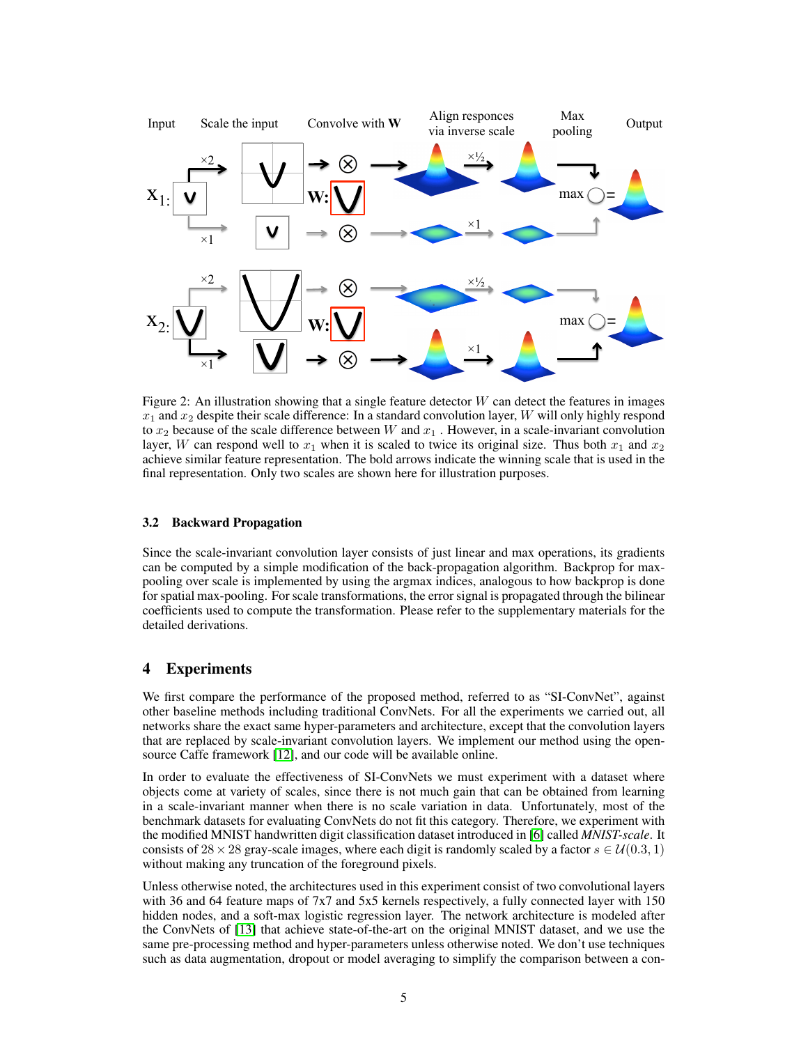Figure 2: An illustration showing that a single feature detector $W$ can detect the features in images $x_1$ and $x_2$ despite their scale difference: In a standard convolution layer, $W$ will only highly respond to $x_2$ because of the scale difference between $W$ and $x_1$ . However, in a scale-invariant convolution layer, $W$ can respond well to $x_1$ when it is scaled to twice its original size. Thus both $x_1$ and $x_2$ achieve similar feature representation. The bold arrows indicate the winning scale that is used in the final representation. Only two scales are shown here for illustration purposes.

### 3.2 Backward Propagation

Since the scale-invariant convolution layer consists of just linear and max operations, its gradients can be computed by a simple modification of the back-propagation algorithm. Backprop for max-pooling over scale is implemented by using the argmax indices, analogous to how backprop is done for spatial max-pooling. For scale transformations, the error signal is propagated through the bilinear coefficients used to compute the transformation. Please refer to the supplementary materials for the detailed derivations.

## 4 Experiments

We first compare the performance of the proposed method, referred to as "SI-ConvNet", against other baseline methods including traditional ConvNets. For all the experiments we carried out, all networks share the exact same hyper-parameters and architecture, except that the convolution layers that are replaced by scale-invariant convolution layers. We implement our method using the open-source Caffe framework [12], and our code will be available online.

In order to evaluate the effectiveness of SI-ConvNets we must experiment with a dataset where objects come at variety of scales, since there is not much gain that can be obtained from learning in a scale-invariant manner when there is no scale variation in data. Unfortunately, most of the benchmark datasets for evaluating ConvNets do not fit this category. Therefore, we experiment with the modified MNIST handwritten digit classification dataset introduced in [6] called *MNIST-scale*. It consists of $28 \times 28$ gray-scale images, where each digit is randomly scaled by a factor $s \in \mathcal{U}(0.3, 1)$ without making any truncation of the foreground pixels.

Unless otherwise noted, the architectures used in this experiment consist of two convolutional layers with 36 and 64 feature maps of 7x7 and 5x5 kernels respectively, a fully connected layer with 150 hidden nodes, and a soft-max logistic regression layer. The network architecture is modeled after the ConvNets of [13] that achieve state-of-the-art on the original MNIST dataset, and we use the same pre-processing method and hyper-parameters unless otherwise noted. We don't use techniques such as data augmentation, dropout or model averaging to simplify the comparison between a con-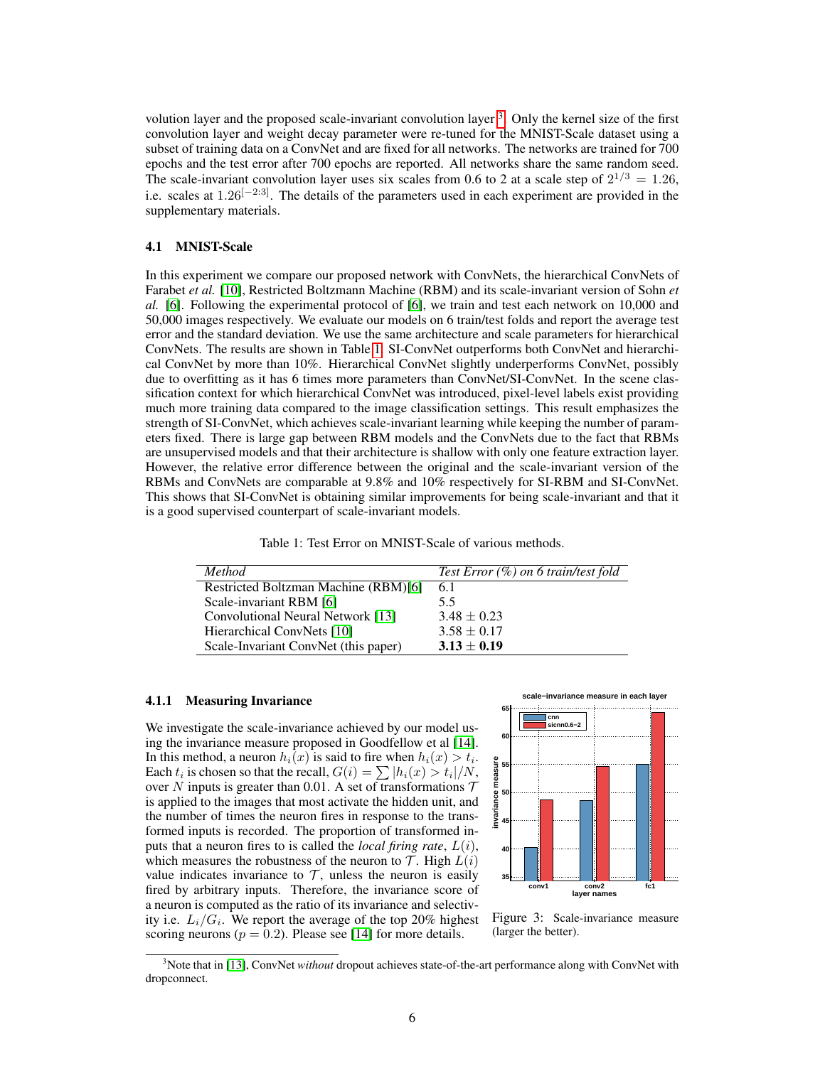volution layer and the proposed scale-invariant convolution layer [3]. Only the kernel size of the first convolution layer and weight decay parameter were re-tuned for the MNIST-Scale dataset using a subset of training data on a ConvNet and are fixed for all networks. The networks are trained for 700 epochs and the test error after 700 epochs are reported. All networks share the same random seed. The scale-invariant convolution layer uses six scales from 0.6 to 2 at a scale step of $2^{1/3} = 1.26$, i.e. scales at $1.26^{[-2:3]}$. The details of the parameters used in each experiment are provided in the supplementary materials.

### 4.1 MNIST-Scale

In this experiment we compare our proposed network with ConvNets, the hierarchical ConvNets of Farabet *et al.* [10], Restricted Boltzmann Machine (RBM) and its scale-invariant version of Sohn *et al.* [6]. Following the experimental protocol of [6], we train and test each network on 10,000 and 50,000 images respectively. We evaluate our models on 6 train/test folds and report the average test error and the standard deviation. We use the same architecture and scale parameters for hierarchical ConvNets. The results are shown in Table 1. SI-ConvNet outperforms both ConvNet and hierarchical ConvNet by more than 10%. Hierarchical ConvNet slightly underperforms ConvNet, possibly due to overfitting as it has 6 times more parameters than ConvNet/SI-ConvNet. In the scene classification context for which hierarchical ConvNet was introduced, pixel-level labels exist providing much more training data compared to the image classification settings. This result emphasizes the strength of SI-ConvNet, which achieves scale-invariant learning while keeping the number of parameters fixed. There is large gap between RBM models and the ConvNets due to the fact that RBMs are unsupervised models and that their architecture is shallow with only one feature extraction layer. However, the relative error difference between the original and the scale-invariant version of the RBMs and ConvNets are comparable at 9.8% and 10% respectively for SI-RBM and SI-ConvNet. This shows that SI-ConvNet is obtaining similar improvements for being scale-invariant and that it is a good supervised counterpart of scale-invariant models.

Table 1: Test Error on MNIST-Scale of various methods.

| *Method* | *Test Error (%) on 6 train/test fold* |
|---|---|
| Restricted Boltzman Machine (RBM)[6] | 6.1 |
| Scale-invariant RBM [6] | 5.5 |
| Convolutional Neural Network [13] | $3.48 \pm 0.23$ |
| Hierarchical ConvNets [10] | $3.58 \pm 0.17$ |
| Scale-Invariant ConvNet (this paper) | $\mathbf{3.13 \pm 0.19}$ |

#### 4.1.1 Measuring Invariance

We investigate the scale-invariance achieved by our model using the invariance measure proposed in Goodfellow et al [14]. In this method, a neuron $h_i(x)$ is said to fire when $h_i(x) > t_i$. Each $t_i$ is chosen so that the recall, $G(i) = \sum |h_i(x) > t_i|/N$, over $N$ inputs is greater than 0.01. A set of transformations $\mathcal{T}$ is applied to the images that most activate the hidden unit, and the number of times the neuron fires in response to the transformed inputs is recorded. The proportion of transformed inputs that a neuron fires to is called the *local firing rate*, $L(i)$, which measures the robustness of the neuron to $\mathcal{T}$. High $L(i)$ value indicates invariance to $\mathcal{T}$, unless the neuron is easily fired by arbitrary inputs. Therefore, the invariance score of a neuron is computed as the ratio of its invariance and selectivity i.e. $L_i/G_i$. We report the average of the top 20% highest scoring neurons ($p = 0.2$). Please see [14] for more details.

Figure 3: Scale-invariance measure (larger the better).

[3] Note that in [13], ConvNet *without* dropout achieves state-of-the-art performance along with ConvNet with dropconnect.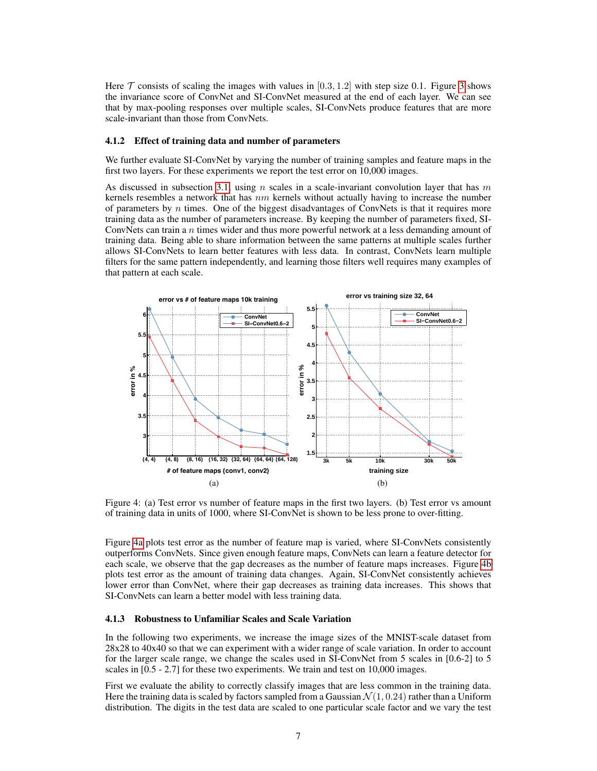Here $\mathcal{T}$ consists of scaling the images with values in $[0.3, 1.2]$ with step size 0.1. Figure 3 shows the invariance score of ConvNet and SI-ConvNet measured at the end of each layer. We can see that by max-pooling responses over multiple scales, SI-ConvNets produce features that are more scale-invariant than those from ConvNets.

#### 4.1.2 Effect of training data and number of parameters

We further evaluate SI-ConvNet by varying the number of training samples and feature maps in the first two layers. For these experiments we report the test error on 10,000 images.

As discussed in subsection 3.1, using $n$ scales in a scale-invariant convolution layer that has $m$ kernels resembles a network that has $nm$ kernels without actually having to increase the number of parameters by $n$ times. One of the biggest disadvantages of ConvNets is that it requires more training data as the number of parameters increase. By keeping the number of parameters fixed, SI-ConvNets can train a $n$ times wider and thus more powerful network at a less demanding amount of training data. Being able to share information between the same patterns at multiple scales further allows SI-ConvNets to learn better features with less data. In contrast, ConvNets learn multiple filters for the same pattern independently, and learning those filters well requires many examples of that pattern at each scale.

Figure 4: (a) Test error vs number of feature maps in the first two layers. (b) Test error vs amount of training data in units of 1000, where SI-ConvNet is shown to be less prone to over-fitting.

Figure 4a plots test error as the number of feature map is varied, where SI-ConvNets consistently outperforms ConvNets. Since given enough feature maps, ConvNets can learn a feature detector for each scale, we observe that the gap decreases as the number of feature maps increases. Figure 4b plots test error as the amount of training data changes. Again, SI-ConvNet consistently achieves lower error than ConvNet, where their gap decreases as training data increases. This shows that SI-ConvNets can learn a better model with less training data.

#### 4.1.3 Robustness to Unfamiliar Scales and Scale Variation

In the following two experiments, we increase the image sizes of the MNIST-scale dataset from 28x28 to 40x40 so that we can experiment with a wider range of scale variation. In order to account for the larger scale range, we change the scales used in SI-ConvNet from 5 scales in [0.6-2] to 5 scales in [0.5 - 2.7] for these two experiments. We train and test on 10,000 images.

First we evaluate the ability to correctly classify images that are less common in the training data. Here the training data is scaled by factors sampled from a Gaussian $\mathcal{N}(1, 0.24)$ rather than a Uniform distribution. The digits in the test data are scaled to one particular scale factor and we vary the test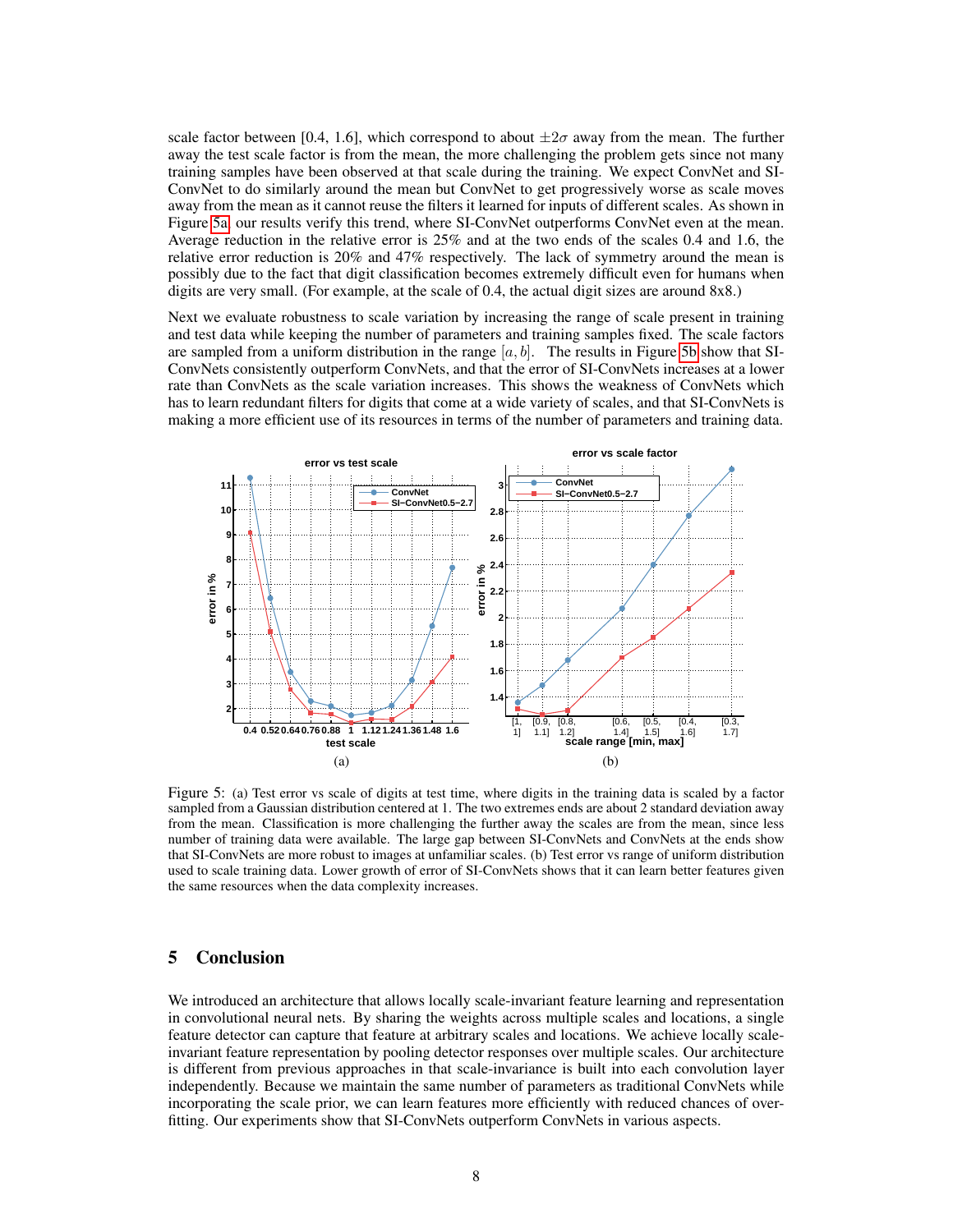scale factor between [0.4, 1.6], which correspond to about $\pm 2\sigma$ away from the mean. The further away the test scale factor is from the mean, the more challenging the problem gets since not many training samples have been observed at that scale during the training. We expect ConvNet and SI-ConvNet to do similarly around the mean but ConvNet to get progressively worse as scale moves away from the mean as it cannot reuse the filters it learned for inputs of different scales. As shown in Figure 5a, our results verify this trend, where SI-ConvNet outperforms ConvNet even at the mean. Average reduction in the relative error is 25% and at the two ends of the scales 0.4 and 1.6, the relative error reduction is 20% and 47% respectively. The lack of symmetry around the mean is possibly due to the fact that digit classification becomes extremely difficult even for humans when digits are very small. (For example, at the scale of 0.4, the actual digit sizes are around 8x8.)

Next we evaluate robustness to scale variation by increasing the range of scale present in training and test data while keeping the number of parameters and training samples fixed. The scale factors are sampled from a uniform distribution in the range $[a, b]$. The results in Figure 5b show that SI-ConvNets consistently outperform ConvNets, and that the error of SI-ConvNets increases at a lower rate than ConvNets as the scale variation increases. This shows the weakness of ConvNets which has to learn redundant filters for digits that come at a wide variety of scales, and that SI-ConvNets is making a more efficient use of its resources in terms of the number of parameters and training data.

Figure 5: (a) Test error vs scale of digits at test time, where digits in the training data is scaled by a factor sampled from a Gaussian distribution centered at 1. The two extremes ends are about 2 standard deviation away from the mean. Classification is more challenging the further away the scales are from the mean, since less number of training data were available. The large gap between SI-ConvNets and ConvNets at the ends show that SI-ConvNets are more robust to images at unfamiliar scales. (b) Test error vs range of uniform distribution used to scale training data. Lower growth of error of SI-ConvNets shows that it can learn better features given the same resources when the data complexity increases.

## 5 Conclusion

We introduced an architecture that allows locally scale-invariant feature learning and representation in convolutional neural nets. By sharing the weights across multiple scales and locations, a single feature detector can capture that feature at arbitrary scales and locations. We achieve locally scale-invariant feature representation by pooling detector responses over multiple scales. Our architecture is different from previous approaches in that scale-invariance is built into each convolution layer independently. Because we maintain the same number of parameters as traditional ConvNets while incorporating the scale prior, we can learn features more efficiently with reduced chances of over-fitting. Our experiments show that SI-ConvNets outperform ConvNets in various aspects.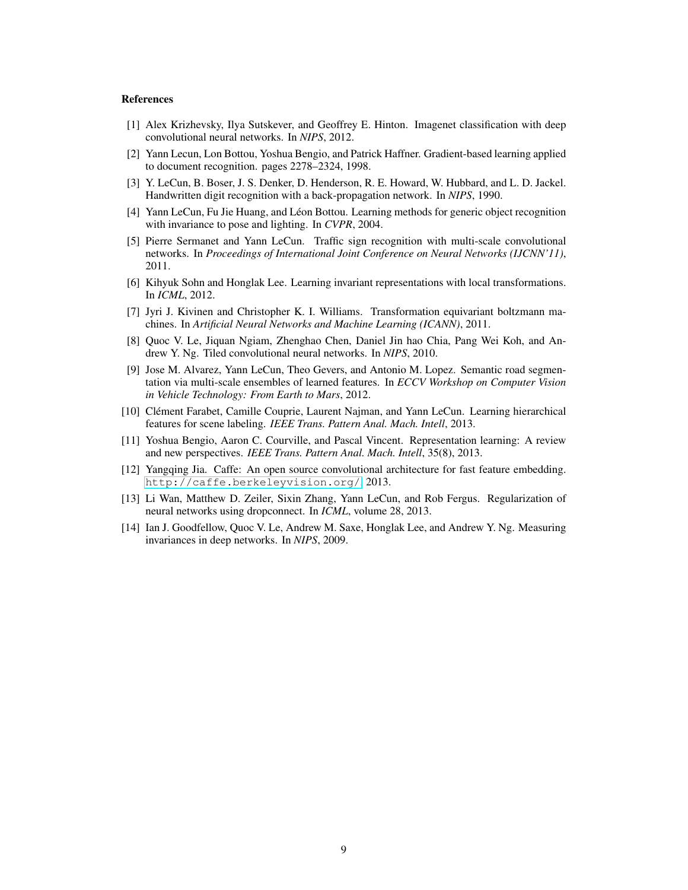## References

[1] Alex Krizhevsky, Ilya Sutskever, and Geoffrey E. Hinton. Imagenet classification with deep convolutional neural networks. In *NIPS*, 2012.

[2] Yann Lecun, Lon Bottou, Yoshua Bengio, and Patrick Haffner. Gradient-based learning applied to document recognition. pages 2278–2324, 1998.

[3] Y. LeCun, B. Boser, J. S. Denker, D. Henderson, R. E. Howard, W. Hubbard, and L. D. Jackel. Handwritten digit recognition with a back-propagation network. In *NIPS*, 1990.

[4] Yann LeCun, Fu Jie Huang, and Léon Bottou. Learning methods for generic object recognition with invariance to pose and lighting. In *CVPR*, 2004.

[5] Pierre Sermanet and Yann LeCun. Traffic sign recognition with multi-scale convolutional networks. In *Proceedings of International Joint Conference on Neural Networks (IJCNN'11)*, 2011.

[6] Kihyuk Sohn and Honglak Lee. Learning invariant representations with local transformations. In *ICML*, 2012.

[7] Jyri J. Kivinen and Christopher K. I. Williams. Transformation equivariant boltzmann machines. In *Artificial Neural Networks and Machine Learning (ICANN)*, 2011.

[8] Quoc V. Le, Jiquan Ngiam, Zhenghao Chen, Daniel Jin hao Chia, Pang Wei Koh, and Andrew Y. Ng. Tiled convolutional neural networks. In *NIPS*, 2010.

[9] Jose M. Alvarez, Yann LeCun, Theo Gevers, and Antonio M. Lopez. Semantic road segmentation via multi-scale ensembles of learned features. In *ECCV Workshop on Computer Vision in Vehicle Technology: From Earth to Mars*, 2012.

[10] Clément Farabet, Camille Couprie, Laurent Najman, and Yann LeCun. Learning hierarchical features for scene labeling. *IEEE Trans. Pattern Anal. Mach. Intell*, 2013.

[11] Yoshua Bengio, Aaron C. Courville, and Pascal Vincent. Representation learning: A review and new perspectives. *IEEE Trans. Pattern Anal. Mach. Intell*, 35(8), 2013.

[12] Yangqing Jia. Caffe: An open source convolutional architecture for fast feature embedding. `http://caffe.berkeleyvision.org/`, 2013.

[13] Li Wan, Matthew D. Zeiler, Sixin Zhang, Yann LeCun, and Rob Fergus. Regularization of neural networks using dropconnect. In *ICML*, volume 28, 2013.

[14] Ian J. Goodfellow, Quoc V. Le, Andrew M. Saxe, Honglak Lee, and Andrew Y. Ng. Measuring invariances in deep networks. In *NIPS*, 2009.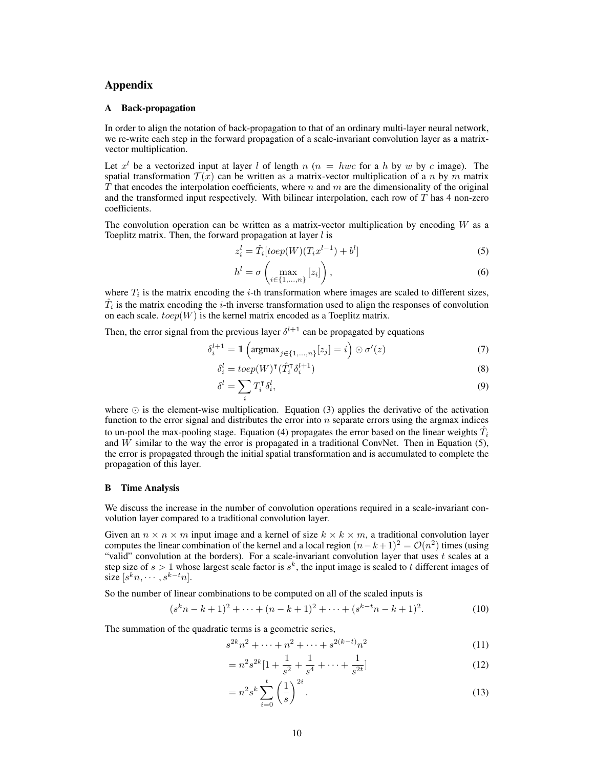# Appendix

## A Back-propagation

In order to align the notation of back-propagation to that of an ordinary multi-layer neural network, we re-write each step in the forward propagation of a scale-invariant convolution layer as a matrix-vector multiplication.

Let $x^l$ be a vectorized input at layer $l$ of length $n$ ($n = hwc$ for a $h$ by $w$ by $c$ image). The spatial transformation $\mathcal{T}(x)$ can be written as a matrix-vector multiplication of a $n$ by $m$ matrix $T$ that encodes the interpolation coefficients, where $n$ and $m$ are the dimensionality of the original and the transformed input respectively. With bilinear interpolation, each row of $T$ has 4 non-zero coefficients.

The convolution operation can be written as a matrix-vector multiplication by encoding $W$ as a Toeplitz matrix. Then, the forward propagation at layer $l$ is

$$z_i^l = \hat{T}_i[toep(W)(T_i x^{l-1}) + b^l] \tag{5}$$

$$h^l = \sigma\left(\max_{i \in \{1,\dots,n\}}[z_i]\right), \tag{6}$$

where $T_i$ is the matrix encoding the $i$-th transformation where images are scaled to different sizes, $\hat{T}_i$ is the matrix encoding the $i$-th inverse transformation used to align the responses of convolution on each scale. $toep(W)$ is the kernel matrix encoded as a Toeplitz matrix.

Then, the error signal from the previous layer $\delta^{l+1}$ can be propagated by equations

$$\delta_i^{l+1} = \mathbb{1}\left(\text{argmax}_{j \in \{1,\dots,n\}}[z_j] = i\right) \odot \sigma'(z) \tag{7}$$

$$\delta_i^l = toep(W)^\intercal(\hat{T}_i^\intercal \delta_i^{l+1}) \tag{8}$$

$$\delta^l = \sum_i T_i^\intercal \delta_i^l, \tag{9}$$

where $\odot$ is the element-wise multiplication. Equation (3) applies the derivative of the activation function to the error signal and distributes the error into $n$ separate errors using the argmax indices to un-pool the max-pooling stage. Equation (4) propagates the error based on the linear weights $\hat{T}_i$ and $W$ similar to the way the error is propagated in a traditional ConvNet. Then in Equation (5), the error is propagated through the initial spatial transformation and is accumulated to complete the propagation of this layer.

## B Time Analysis

We discuss the increase in the number of convolution operations required in a scale-invariant convolution layer compared to a traditional convolution layer.

Given an $n \times n \times m$ input image and a kernel of size $k \times k \times m$, a traditional convolution layer computes the linear combination of the kernel and a local region $(n-k+1)^2 = \mathcal{O}(n^2)$ times (using "valid" convolution at the borders). For a scale-invariant convolution layer that uses $t$ scales at a step size of $s > 1$ whose largest scale factor is $s^k$, the input image is scaled to $t$ different images of size $[s^k n, \cdots, s^{k-t}n]$.

So the number of linear combinations to be computed on all of the scaled inputs is

$$(s^k n - k + 1)^2 + \cdots + (n - k + 1)^2 + \cdots + (s^{k-t}n - k + 1)^2. \tag{10}$$

The summation of the quadratic terms is a geometric series,

$$s^{2k}n^2 + \cdots + n^2 + \cdots + s^{2(k-t)}n^2 \tag{11}$$

$$= n^2 s^{2k}[1 + \frac{1}{s^2} + \frac{1}{s^4} + \cdots + \frac{1}{s^{2t}}] \tag{12}$$

$$= n^2 s^k \sum_{i=0}^{t} \left(\frac{1}{s}\right)^{2i}. \tag{13}$$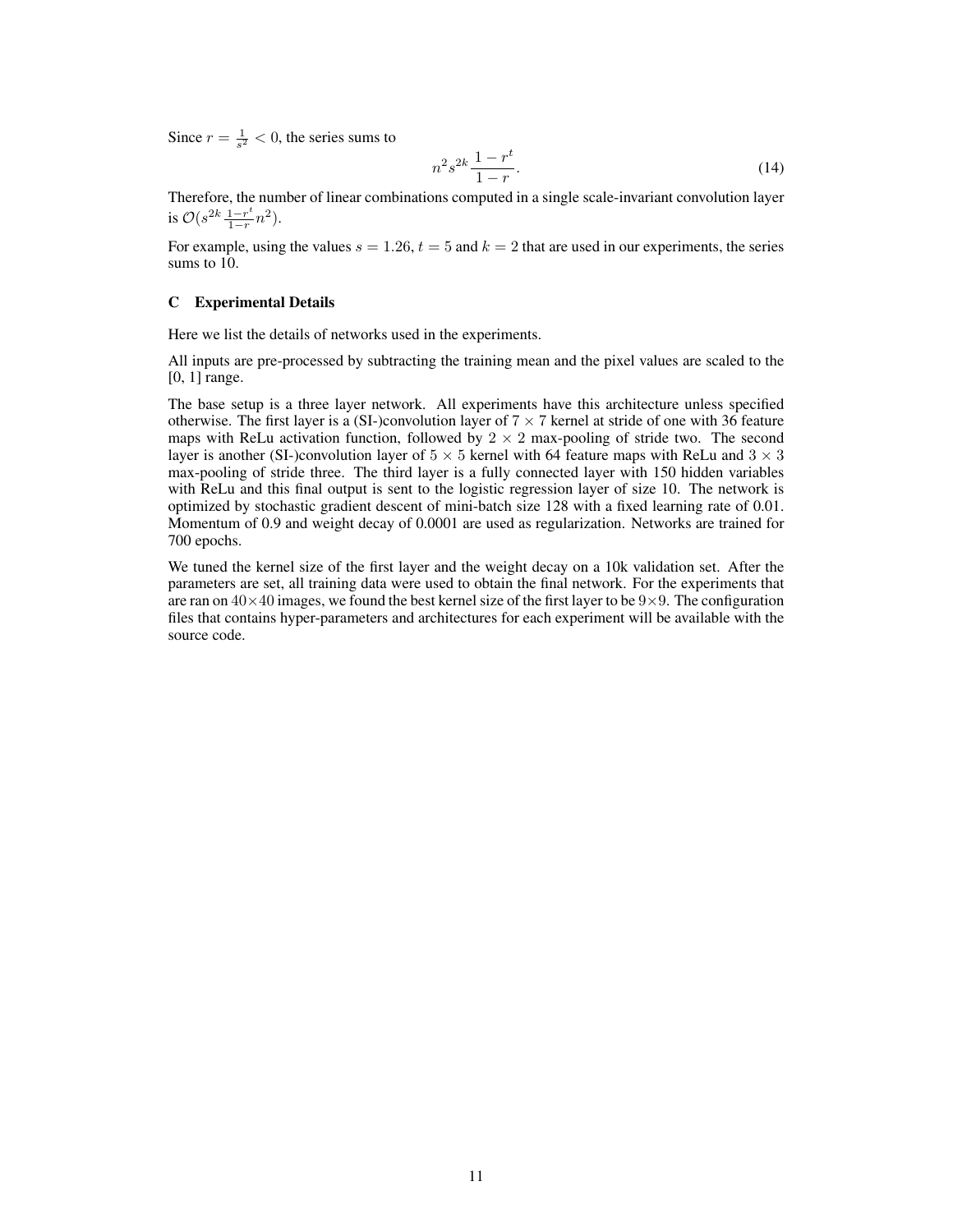Since $r = \frac{1}{s^2} < 0$, the series sums to

$$n^2 s^{2k} \frac{1 - r^t}{1 - r}. \tag{14}$$

Therefore, the number of linear combinations computed in a single scale-invariant convolution layer is $\mathcal{O}(s^{2k} \frac{1-r^t}{1-r} n^2)$.

For example, using the values $s = 1.26$, $t = 5$ and $k = 2$ that are used in our experiments, the series sums to 10.

## C Experimental Details

Here we list the details of networks used in the experiments.

All inputs are pre-processed by subtracting the training mean and the pixel values are scaled to the [0, 1] range.

The base setup is a three layer network. All experiments have this architecture unless specified otherwise. The first layer is a (SI-)convolution layer of $7 \times 7$ kernel at stride of one with 36 feature maps with ReLu activation function, followed by $2 \times 2$ max-pooling of stride two. The second layer is another (SI-)convolution layer of $5 \times 5$ kernel with 64 feature maps with ReLu and $3 \times 3$ max-pooling of stride three. The third layer is a fully connected layer with 150 hidden variables with ReLu and this final output is sent to the logistic regression layer of size 10. The network is optimized by stochastic gradient descent of mini-batch size 128 with a fixed learning rate of 0.01. Momentum of 0.9 and weight decay of 0.0001 are used as regularization. Networks are trained for 700 epochs.

We tuned the kernel size of the first layer and the weight decay on a 10k validation set. After the parameters are set, all training data were used to obtain the final network. For the experiments that are ran on $40 \times 40$ images, we found the best kernel size of the first layer to be $9 \times 9$. The configuration files that contains hyper-parameters and architectures for each experiment will be available with the source code.